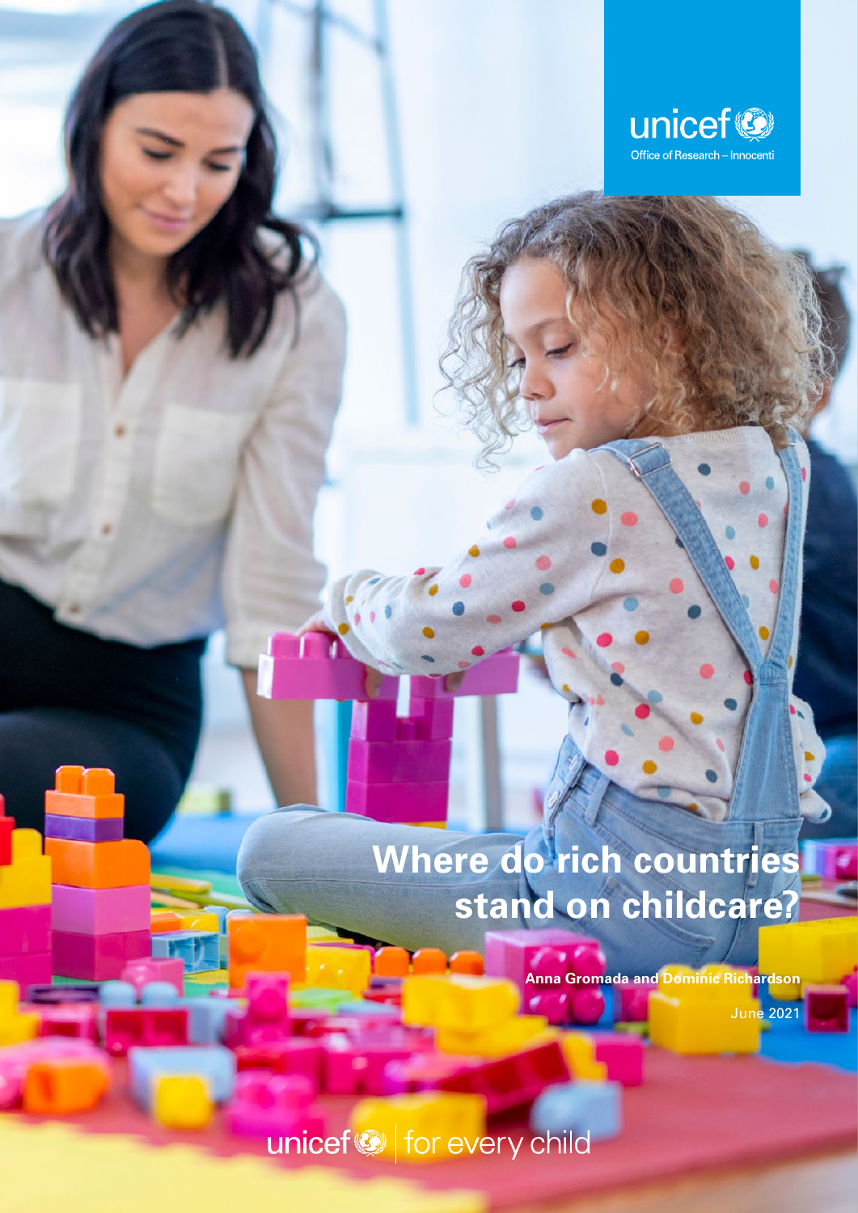unicef
Office of Research – Innocenti

# Where do rich countries stand on childcare?

**Anna Gromada and Dominic Richardson**

June 2021

unicef | for every child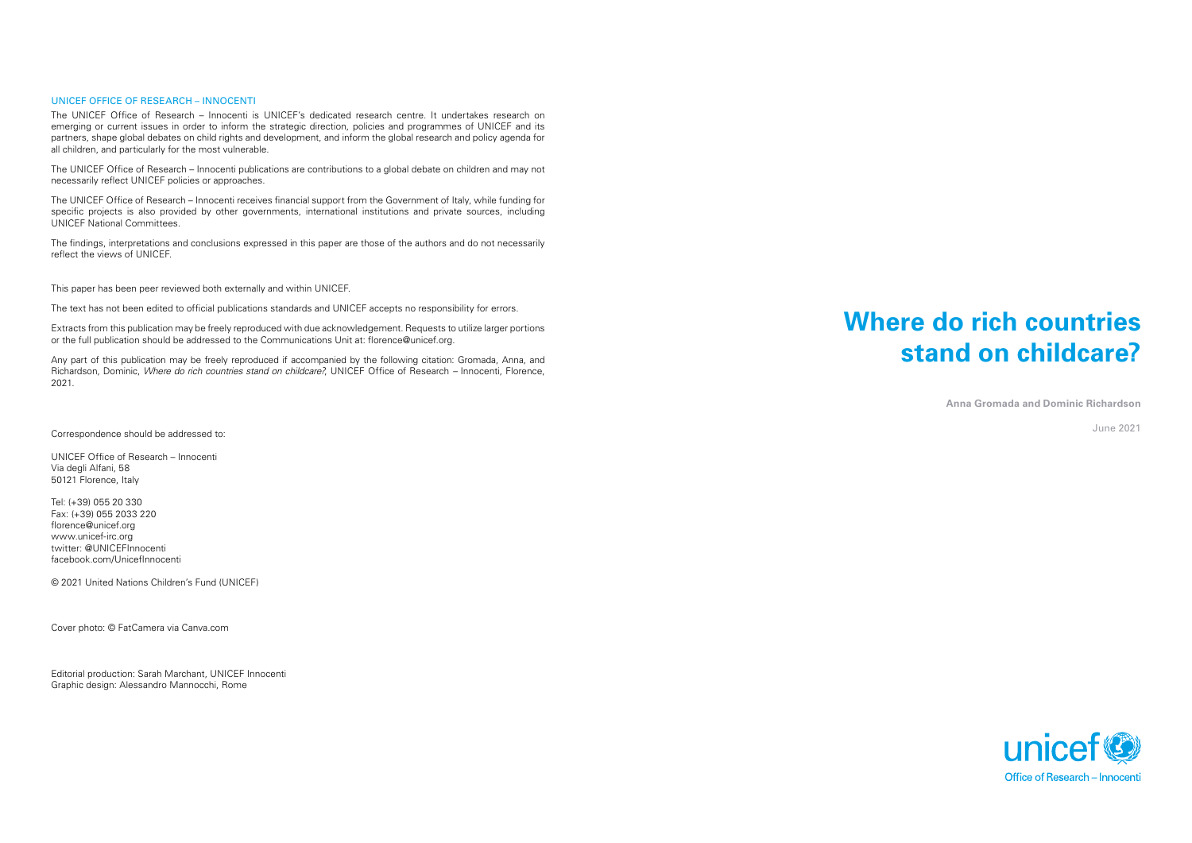UNICEF OFFICE OF RESEARCH – INNOCENTI

The UNICEF Office of Research – Innocenti is UNICEF's dedicated research centre. It undertakes research on emerging or current issues in order to inform the strategic direction, policies and programmes of UNICEF and its partners, shape global debates on child rights and development, and inform the global research and policy agenda for all children, and particularly for the most vulnerable.

The UNICEF Office of Research – Innocenti publications are contributions to a global debate on children and may not necessarily reflect UNICEF policies or approaches.

The UNICEF Office of Research – Innocenti receives financial support from the Government of Italy, while funding for specific projects is also provided by other governments, international institutions and private sources, including UNICEF National Committees.

The findings, interpretations and conclusions expressed in this paper are those of the authors and do not necessarily reflect the views of UNICEF.

This paper has been peer reviewed both externally and within UNICEF.

The text has not been edited to official publications standards and UNICEF accepts no responsibility for errors.

Extracts from this publication may be freely reproduced with due acknowledgement. Requests to utilize larger portions or the full publication should be addressed to the Communications Unit at: florence@unicef.org.

Any part of this publication may be freely reproduced if accompanied by the following citation: Gromada, Anna, and Richardson, Dominic, *Where do rich countries stand on childcare?*, UNICEF Office of Research – Innocenti, Florence, 2021.

Correspondence should be addressed to:

UNICEF Office of Research – Innocenti
Via degli Alfani, 58
50121 Florence, Italy

Tel: (+39) 055 20 330
Fax: (+39) 055 2033 220
florence@unicef.org
www.unicef-irc.org
twitter: @UNICEFInnocenti
facebook.com/UnicefInnocenti

© 2021 United Nations Children's Fund (UNICEF)

Cover photo: © FatCamera via Canva.com

Editorial production: Sarah Marchant, UNICEF Innocenti
Graphic design: Alessandro Mannocchi, Rome

# Where do rich countries stand on childcare?

**Anna Gromada and Dominic Richardson**

June 2021

unicef
Office of Research – Innocenti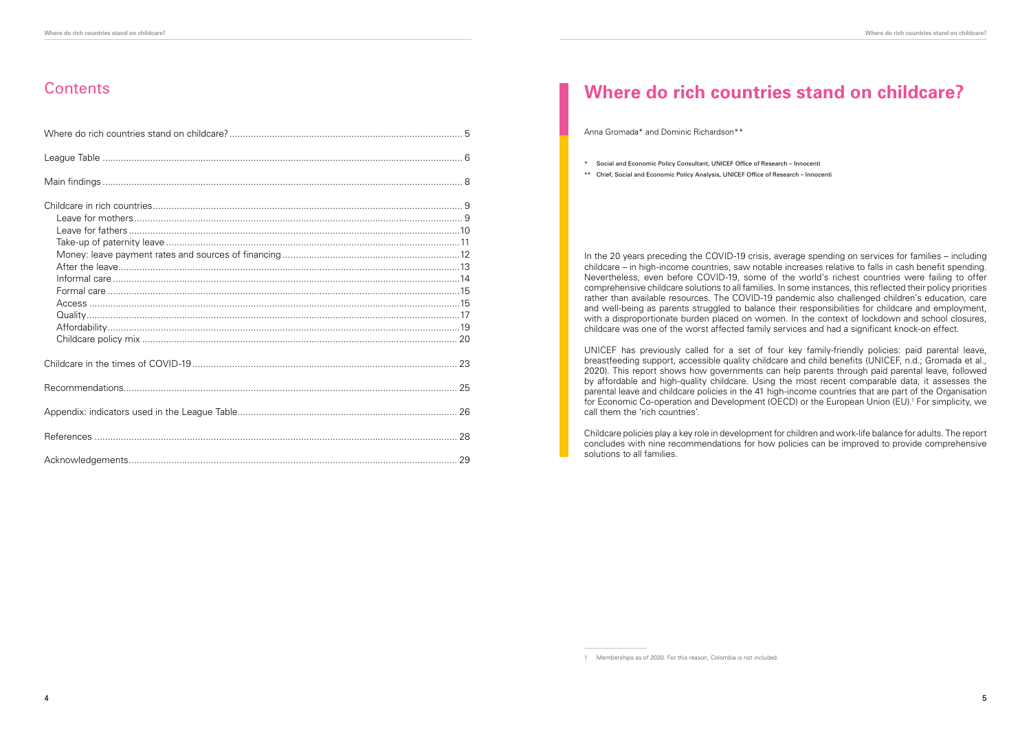## Contents

- Where do rich countries stand on childcare? ........ 5
- League Table ........ 6
- Main findings ........ 8
- Childcare in rich countries ........ 9
  - Leave for mothers ........ 9
  - Leave for fathers ........ 10
  - Take-up of paternity leave ........ 11
  - Money: leave payment rates and sources of financing ........ 12
  - After the leave ........ 13
  - Informal care ........ 14
  - Formal care ........ 15
  - Access ........ 15
  - Quality ........ 17
  - Affordability ........ 19
  - Childcare policy mix ........ 20
- Childcare in the times of COVID-19 ........ 23
- Recommendations ........ 25
- Appendix: indicators used in the League Table ........ 26
- References ........ 28
- Acknowledgements ........ 29

# Where do rich countries stand on childcare?

Anna Gromada* and Dominic Richardson**

\* Social and Economic Policy Consultant, UNICEF Office of Research – Innocenti

** Chief, Social and Economic Policy Analysis, UNICEF Office of Research – Innocenti

In the 20 years preceding the COVID-19 crisis, average spending on services for families – including childcare – in high-income countries, saw notable increases relative to falls in cash benefit spending. Nevertheless, even before COVID-19, some of the world's richest countries were failing to offer comprehensive childcare solutions to all families. In some instances, this reflected their policy priorities rather than available resources. The COVID-19 pandemic also challenged children's education, care and well-being as parents struggled to balance their responsibilities for childcare and employment, with a disproportionate burden placed on women. In the context of lockdown and school closures, childcare was one of the worst affected family services and had a significant knock-on effect.

UNICEF has previously called for a set of four key family-friendly policies: paid parental leave, breastfeeding support, accessible quality childcare and child benefits (UNICEF, n.d.; Gromada et al., 2020). This report shows how governments can help parents through paid parental leave, followed by affordable and high-quality childcare. Using the most recent comparable data, it assesses the parental leave and childcare policies in the 41 high-income countries that are part of the Organisation for Economic Co-operation and Development (OECD) or the European Union (EU).[1] For simplicity, we call them the 'rich countries'.

Childcare policies play a key role in development for children and work-life balance for adults. The report concludes with nine recommendations for how policies can be improved to provide comprehensive solutions to all families.

---

1 Memberships as of 2020. For this reason, Colombia is not included.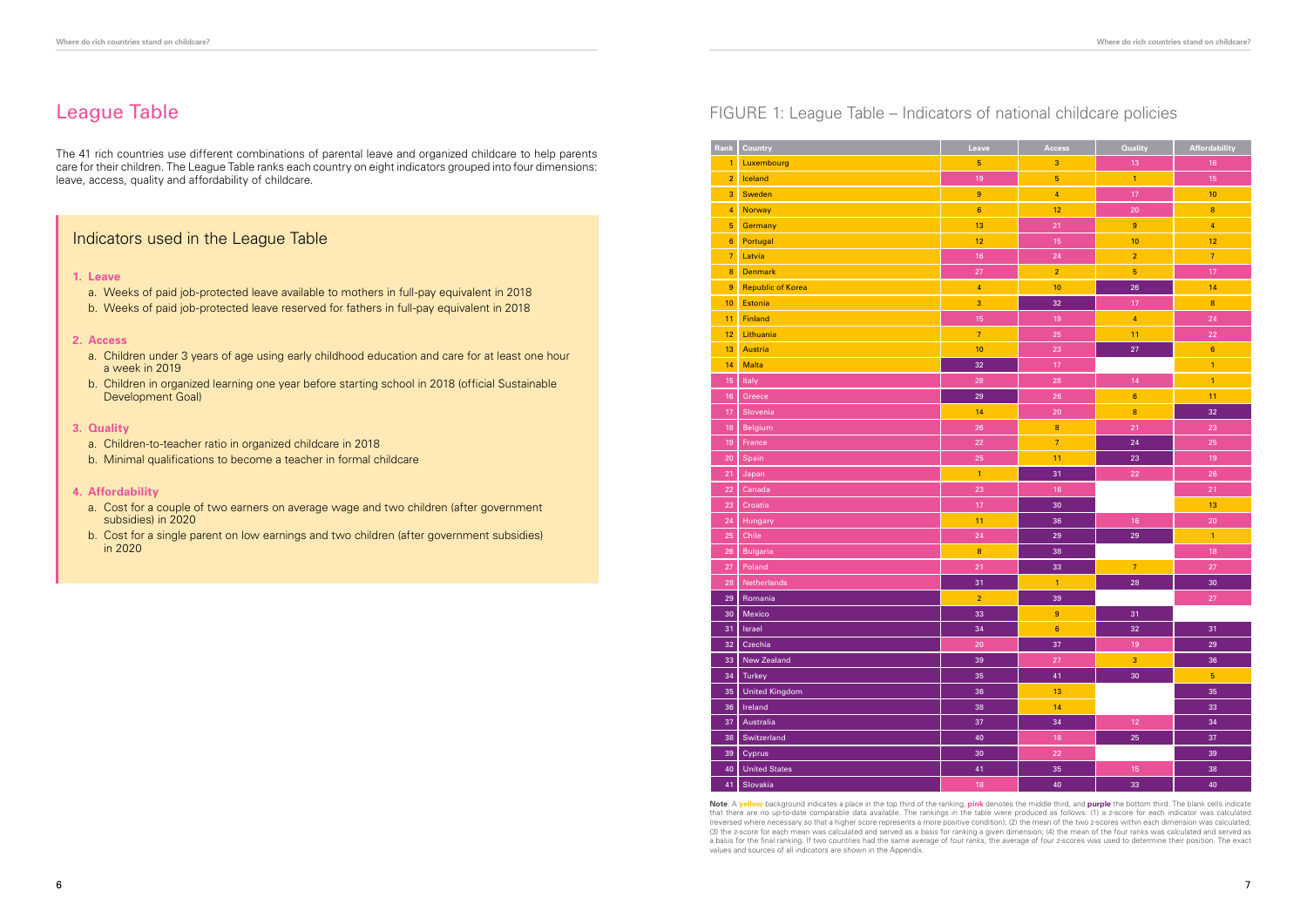# League Table

The 41 rich countries use different combinations of parental leave and organized childcare to help parents care for their children. The League Table ranks each country on eight indicators grouped into four dimensions: leave, access, quality and affordability of childcare.

## Indicators used in the League Table

**1. Leave**

a. Weeks of paid job-protected leave available to mothers in full-pay equivalent in 2018

b. Weeks of paid job-protected leave reserved for fathers in full-pay equivalent in 2018

**2. Access**

a. Children under 3 years of age using early childhood education and care for at least one hour a week in 2019

b. Children in organized learning one year before starting school in 2018 (official Sustainable Development Goal)

**3. Quality**

a. Children-to-teacher ratio in organized childcare in 2018

b. Minimal qualifications to become a teacher in formal childcare

**4. Affordability**

a. Cost for a couple of two earners on average wage and two children (after government subsidies) in 2020

b. Cost for a single parent on low earnings and two children (after government subsidies) in 2020

# FIGURE 1: League Table – Indicators of national childcare policies

| Rank | Country | Leave | Access | Quality | Affordability |
|---|---|---|---|---|---|
| 1 | Luxembourg | 5 | 3 | 13 | 16 |
| 2 | Iceland | 19 | 5 | 1 | 15 |
| 3 | Sweden | 9 | 4 | 17 | 10 |
| 4 | Norway | 6 | 12 | 20 | 8 |
| 5 | Germany | 13 | 21 | 9 | 4 |
| 6 | Portugal | 12 | 15 | 10 | 12 |
| 7 | Latvia | 16 | 24 | 2 | 7 |
| 8 | Denmark | 27 | 2 | 5 | 17 |
| 9 | Republic of Korea | 4 | 10 | 26 | 14 |
| 10 | Estonia | 3 | 32 | 17 | 8 |
| 11 | Finland | 15 | 19 | 4 | 24 |
| 12 | Lithuania | 7 | 25 | 11 | 22 |
| 13 | Austria | 10 | 23 | 27 | 6 |
| 14 | Malta | 32 | 17 | | 1 |
| 15 | Italy | 28 | 28 | 14 | 1 |
| 16 | Greece | 29 | 26 | 6 | 11 |
| 17 | Slovenia | 14 | 20 | 8 | 32 |
| 18 | Belgium | 26 | 8 | 21 | 23 |
| 19 | France | 22 | 7 | 24 | 25 |
| 20 | Spain | 25 | 11 | 23 | 19 |
| 21 | Japan | 1 | 31 | 22 | 26 |
| 22 | Canada | 23 | 16 | | 21 |
| 23 | Croatia | 17 | 30 | | 13 |
| 24 | Hungary | 11 | 36 | 16 | 20 |
| 25 | Chile | 24 | 29 | 29 | 1 |
| 26 | Bulgaria | 8 | 38 | | 18 |
| 27 | Poland | 21 | 33 | 7 | 27 |
| 28 | Netherlands | 31 | 1 | 28 | 30 |
| 29 | Romania | 2 | 39 | | 27 |
| 30 | Mexico | 33 | 9 | 31 | |
| 31 | Israel | 34 | 6 | 32 | 31 |
| 32 | Czechia | 20 | 37 | 19 | 29 |
| 33 | New Zealand | 39 | 27 | 3 | 36 |
| 34 | Turkey | 35 | 41 | 30 | 5 |
| 35 | United Kingdom | 36 | 13 | | 35 |
| 36 | Ireland | 38 | 14 | | 33 |
| 37 | Australia | 37 | 34 | 12 | 34 |
| 38 | Switzerland | 40 | 18 | 25 | 37 |
| 39 | Cyprus | 30 | 22 | | 39 |
| 40 | United States | 41 | 35 | 15 | 38 |
| 41 | Slovakia | 18 | 40 | 33 | 40 |

**Note**: A **yellow** background indicates a place in the top third of the ranking, **pink** denotes the middle third, and **purple** the bottom third. The blank cells indicate that there are no up-to-date comparable data available. The rankings in the table were produced as follows: (1) a z-score for each indicator was calculated (reversed where necessary so that a higher score represents a more positive condition); (2) the mean of the two z-scores within each dimension was calculated; (3) the z-score for each mean was calculated and served as a basis for ranking a given dimension; (4) the mean of the four ranks was calculated and served as a basis for the final ranking. If two countries had the same average of four ranks, the average of four z-scores was used to determine their position. The exact values and sources of all indicators are shown in the Appendix.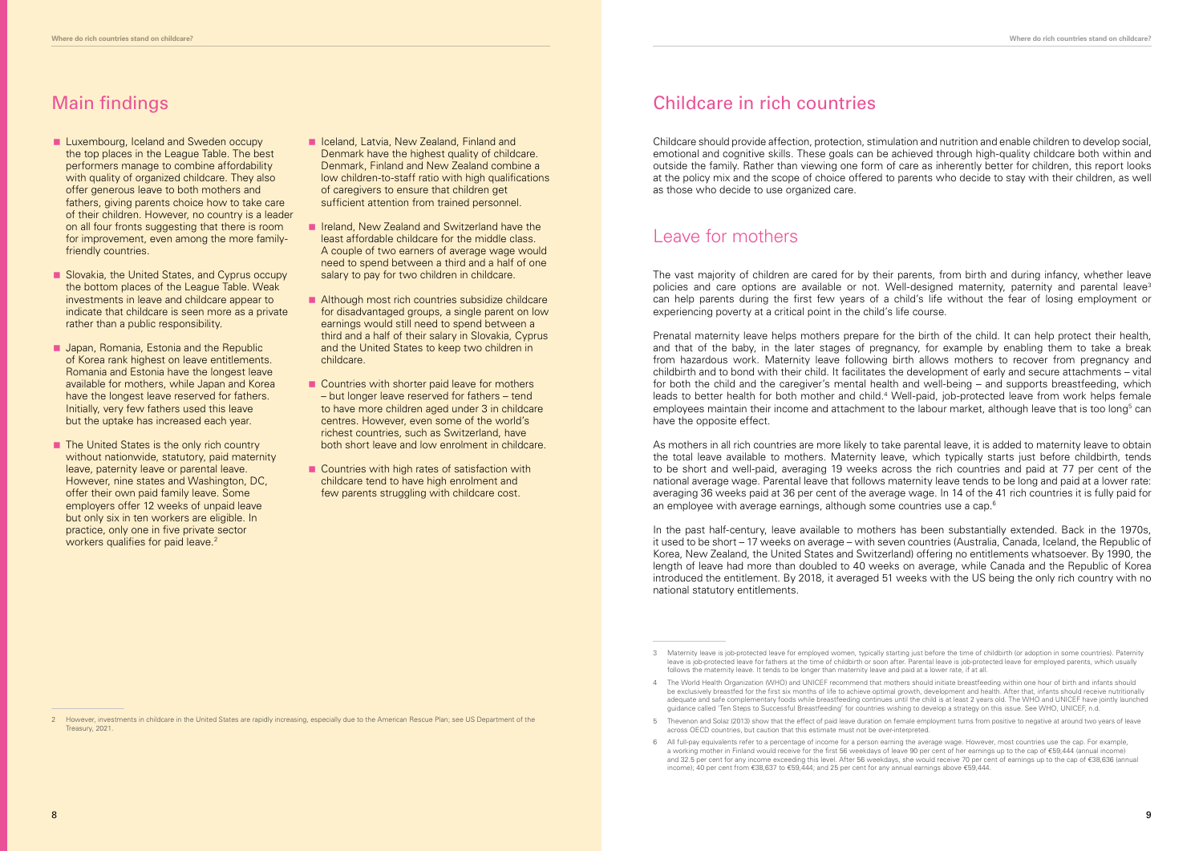# Main findings

- Luxembourg, Iceland and Sweden occupy the top places in the League Table. The best performers manage to combine affordability with quality of organized childcare. They also offer generous leave to both mothers and fathers, giving parents choice how to take care of their children. However, no country is a leader on all four fronts suggesting that there is room for improvement, even among the more family-friendly countries.

- Slovakia, the United States, and Cyprus occupy the bottom places of the League Table. Weak investments in leave and childcare appear to indicate that childcare is seen more as a private rather than a public responsibility.

- Japan, Romania, Estonia and the Republic of Korea rank highest on leave entitlements. Romania and Estonia have the longest leave available for mothers, while Japan and Korea have the longest leave reserved for fathers. Initially, very few fathers used this leave but the uptake has increased each year.

- The United States is the only rich country without nationwide, statutory, paid maternity leave, paternity leave or parental leave. However, nine states and Washington, DC, offer their own paid family leave. Some employers offer 12 weeks of unpaid leave but only six in ten workers are eligible. In practice, only one in five private sector workers qualifies for paid leave.[2]

- Iceland, Latvia, New Zealand, Finland and Denmark have the highest quality of childcare. Denmark, Finland and New Zealand combine a low children-to-staff ratio with high qualifications of caregivers to ensure that children get sufficient attention from trained personnel.

- Ireland, New Zealand and Switzerland have the least affordable childcare for the middle class. A couple of two earners of average wage would need to spend between a third and a half of one salary to pay for two children in childcare.

- Although most rich countries subsidize childcare for disadvantaged groups, a single parent on low earnings would still need to spend between a third and a half of their salary in Slovakia, Cyprus and the United States to keep two children in childcare.

- Countries with shorter paid leave for mothers – but longer leave reserved for fathers – tend to have more children aged under 3 in childcare centres. However, even some of the world's richest countries, such as Switzerland, have both short leave and low enrolment in childcare.

- Countries with high rates of satisfaction with childcare tend to have high enrolment and few parents struggling with childcare cost.

2 However, investments in childcare in the United States are rapidly increasing, especially due to the American Rescue Plan; see US Department of the Treasury, 2021.

# Childcare in rich countries

Childcare should provide affection, protection, stimulation and nutrition and enable children to develop social, emotional and cognitive skills. These goals can be achieved through high-quality childcare both within and outside the family. Rather than viewing one form of care as inherently better for children, this report looks at the policy mix and the scope of choice offered to parents who decide to stay with their children, as well as those who decide to use organized care.

## Leave for mothers

The vast majority of children are cared for by their parents, from birth and during infancy, whether leave policies and care options are available or not. Well-designed maternity, paternity and parental leave[3] can help parents during the first few years of a child's life without the fear of losing employment or experiencing poverty at a critical point in the child's life course.

Prenatal maternity leave helps mothers prepare for the birth of the child. It can help protect their health, and that of the baby, in the later stages of pregnancy, for example by enabling them to take a break from hazardous work. Maternity leave following birth allows mothers to recover from pregnancy and childbirth and to bond with their child. It facilitates the development of early and secure attachments – vital for both the child and the caregiver's mental health and well-being – and supports breastfeeding, which leads to better health for both mother and child.[4] Well-paid, job-protected leave from work helps female employees maintain their income and attachment to the labour market, although leave that is too long[5] can have the opposite effect.

As mothers in all rich countries are more likely to take parental leave, it is added to maternity leave to obtain the total leave available to mothers. Maternity leave, which typically starts just before childbirth, tends to be short and well-paid, averaging 19 weeks across the rich countries and paid at 77 per cent of the national average wage. Parental leave that follows maternity leave tends to be long and paid at a lower rate: averaging 36 weeks paid at 36 per cent of the average wage. In 14 of the 41 rich countries it is fully paid for an employee with average earnings, although some countries use a cap.[6]

In the past half-century, leave available to mothers has been substantially extended. Back in the 1970s, it used to be short – 17 weeks on average – with seven countries (Australia, Canada, Iceland, the Republic of Korea, New Zealand, the United States and Switzerland) offering no entitlements whatsoever. By 1990, the length of leave had more than doubled to 40 weeks on average, while Canada and the Republic of Korea introduced the entitlement. By 2018, it averaged 51 weeks with the US being the only rich country with no national statutory entitlements.

3 Maternity leave is job-protected leave for employed women, typically starting just before the time of childbirth (or adoption in some countries). Paternity leave is job-protected leave for fathers at the time of childbirth or soon after. Parental leave is job-protected leave for employed parents, which usually follows the maternity leave. It tends to be longer than maternity leave and paid at a lower rate, if at all.

4 The World Health Organization (WHO) and UNICEF recommend that mothers should initiate breastfeeding within one hour of birth and infants should be exclusively breastfed for the first six months of life to achieve optimal growth, development and health. After that, infants should receive nutritionally adequate and safe complementary foods while breastfeeding continues until the child is at least 2 years old. The WHO and UNICEF have jointly launched guidance called 'Ten Steps to Successful Breastfeeding' for countries wishing to develop a strategy on this issue. See WHO, UNICEF, n.d.

5 Thevenon and Solaz (2013) show that the effect of paid leave duration on female employment turns from positive to negative at around two years of leave across OECD countries, but caution that this estimate must not be over-interpreted.

6 All full-pay equivalents refer to a percentage of income for a person earning the average wage. However, most countries use the cap. For example, a working mother in Finland would receive for the first 56 weekdays of leave 90 per cent of her earnings up to the cap of €59,444 (annual income) and 32.5 per cent for any income exceeding this level. After 56 weekdays, she would receive 70 per cent of earnings up to the cap of €38,636 (annual income); 40 per cent from €38,637 to €59,444; and 25 per cent for any annual earnings above €59,444.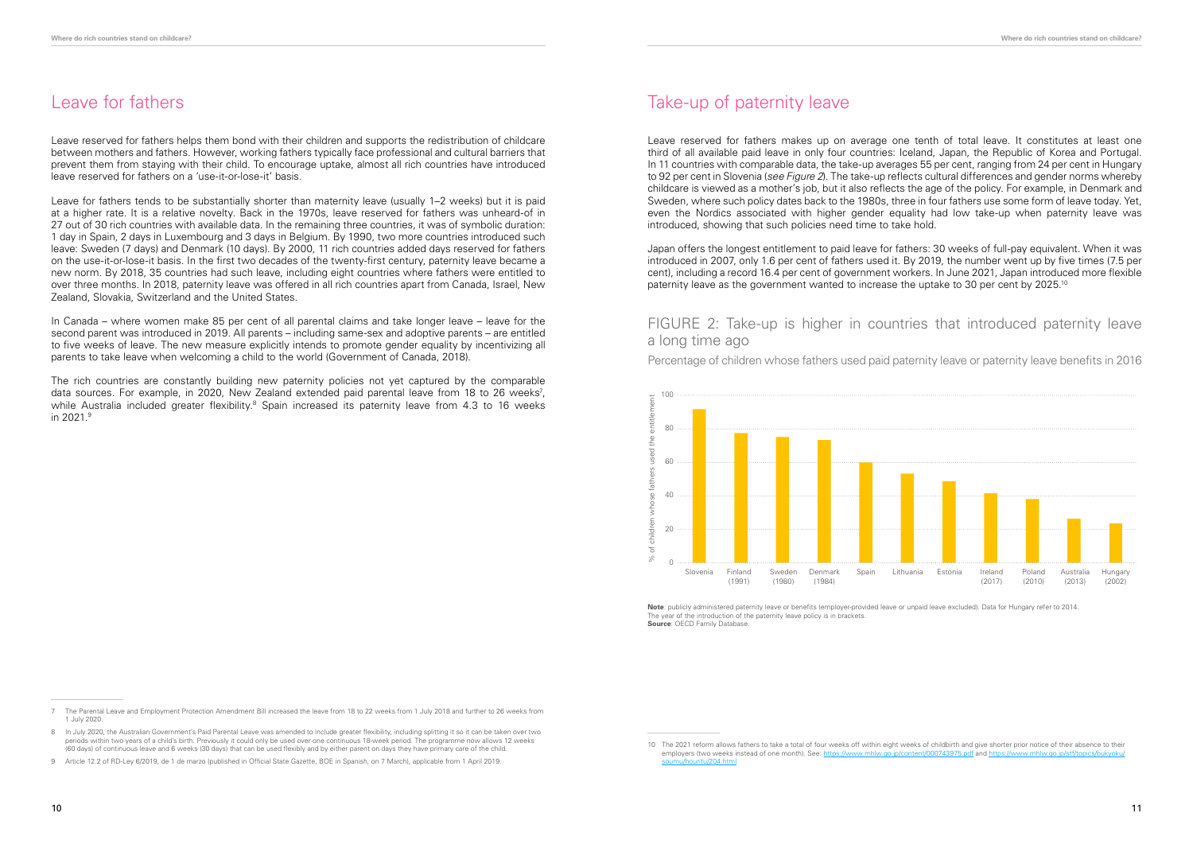# Leave for fathers

Leave reserved for fathers helps them bond with their children and supports the redistribution of childcare between mothers and fathers. However, working fathers typically face professional and cultural barriers that prevent them from staying with their child. To encourage uptake, almost all rich countries have introduced leave reserved for fathers on a 'use-it-or-lose-it' basis.

Leave for fathers tends to be substantially shorter than maternity leave (usually 1–2 weeks) but it is paid at a higher rate. It is a relative novelty. Back in the 1970s, leave reserved for fathers was unheard-of in 27 out of 30 rich countries with available data. In the remaining three countries, it was of symbolic duration: 1 day in Spain, 2 days in Luxembourg and 3 days in Belgium. By 1990, two more countries introduced such leave: Sweden (7 days) and Denmark (10 days). By 2000, 11 rich countries added days reserved for fathers on the use-it-or-lose-it basis. In the first two decades of the twenty-first century, paternity leave became a new norm. By 2018, 35 countries had such leave, including eight countries where fathers were entitled to over three months. In 2018, paternity leave was offered in all rich countries apart from Canada, Israel, New Zealand, Slovakia, Switzerland and the United States.

In Canada – where women make 85 per cent of all parental claims and take longer leave – leave for the second parent was introduced in 2019. All parents – including same-sex and adoptive parents – are entitled to five weeks of leave. The new measure explicitly intends to promote gender equality by incentivizing all parents to take leave when welcoming a child to the world (Government of Canada, 2018).

The rich countries are constantly building new paternity policies not yet captured by the comparable data sources. For example, in 2020, New Zealand extended paid parental leave from 18 to 26 weeks[7], while Australia included greater flexibility.[8] Spain increased its paternity leave from 4.3 to 16 weeks in 2021.[9]

# Take-up of paternity leave

Leave reserved for fathers makes up on average one tenth of total leave. It constitutes at least one third of all available paid leave in only four countries: Iceland, Japan, the Republic of Korea and Portugal. In 11 countries with comparable data, the take-up averages 55 per cent, ranging from 24 per cent in Hungary to 92 per cent in Slovenia (*see Figure 2*). The take-up reflects cultural differences and gender norms whereby childcare is viewed as a mother's job, but it also reflects the age of the policy. For example, in Denmark and Sweden, where such policy dates back to the 1980s, three in four fathers use some form of leave today. Yet, even the Nordics associated with higher gender equality had low take-up when paternity leave was introduced, showing that such policies need time to take hold.

Japan offers the longest entitlement to paid leave for fathers: 30 weeks of full-pay equivalent. When it was introduced in 2007, only 1.6 per cent of fathers used it. By 2019, the number went up by five times (7.5 per cent), including a record 16.4 per cent of government workers. In June 2021, Japan introduced more flexible paternity leave as the government wanted to increase the uptake to 30 per cent by 2025.[10]

## FIGURE 2: Take-up is higher in countries that introduced paternity leave a long time ago

Percentage of children whose fathers used paid paternity leave or paternity leave benefits in 2016

**Note**: publicly administered paternity leave or benefits (employer-provided leave or unpaid leave excluded). Data for Hungary refer to 2014. The year of the introduction of the paternity leave policy is in brackets.
**Source**: OECD Family Database.

---

7 The Parental Leave and Employment Protection Amendment Bill increased the leave from 18 to 22 weeks from 1 July 2018 and further to 26 weeks from 1 July 2020.

8 In July 2020, the Australian Government's Paid Parental Leave was amended to include greater flexibility, including splitting it so it can be taken over two periods within two years of a child's birth. Previously it could only be used over one continuous 18-week period. The programme now allows 12 weeks (60 days) of continuous leave and 6 weeks (30 days) that can be used flexibly and by either parent on days they have primary care of the child.

9 Article 12.2 of RD-Ley 6/2019, de 1 de marzo (published in Official State Gazette, BOE in Spanish, on 7 March), applicable from 1 April 2019.

10 The 2021 reform allows fathers to take a total of four weeks off within eight weeks of childbirth and give shorter prior notice of their absence to their employers (two weeks instead of one month). See: https://www.mhlw.go.jp/content/000743975.pdf and https://www.mhlw.go.jp/stf/topics/bukyoku/soumu/houritu/204.html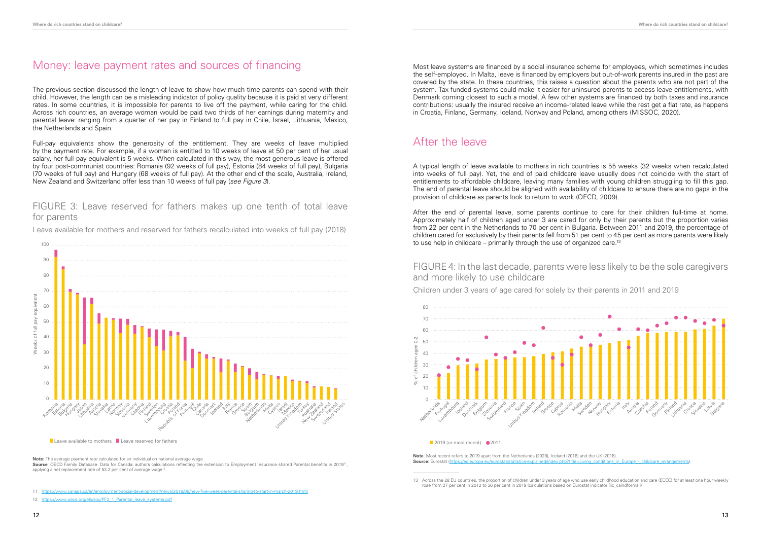## Money: leave payment rates and sources of financing

The previous section discussed the length of leave to show how much time parents can spend with their child. However, the length can be a misleading indicator of policy quality because it is paid at very different rates. In some countries, it is impossible for parents to live off the payment, while caring for the child. Across rich countries, an average woman would be paid two thirds of her earnings during maternity and parental leave: ranging from a quarter of her pay in Finland to full pay in Chile, Israel, Lithuania, Mexico, the Netherlands and Spain.

Full-pay equivalents show the generosity of the entitlement. They are weeks of leave multiplied by the payment rate. For example, if a woman is entitled to 10 weeks of leave at 50 per cent of her usual salary, her full-pay equivalent is 5 weeks. When calculated in this way, the most generous leave is offered by four post-communist countries: Romania (92 weeks of full pay), Estonia (84 weeks of full pay), Bulgaria (70 weeks of full pay) and Hungary (68 weeks of full pay). At the other end of the scale, Australia, Ireland, New Zealand and Switzerland offer less than 10 weeks of full pay (*see Figure 3*).

### FIGURE 3: Leave reserved for fathers makes up one tenth of total leave for parents

Leave available for mothers and reserved for fathers recalculated into weeks of full pay (2018)

**Note:** The average payment rate calculated for an individual on national average wage.
**Source**: OECD Family Database. Data for Canada: authors calculations reflecting the extension to Employment Insurance shared Parental benefits in 2019[11], applying a net replacement rate of 53.2 per cent of average wage[12].

Most leave systems are financed by a social insurance scheme for employees, which sometimes includes the self-employed. In Malta, leave is financed by employers but out-of-work parents insured in the past are covered by the state. In these countries, this raises a question about the parents who are not part of the system. Tax-funded systems could make it easier for uninsured parents to access leave entitlements, with Denmark coming closest to such a model. A few other systems are financed by both taxes and insurance contributions: usually the insured receive an income-related leave while the rest get a flat rate, as happens in Croatia, Finland, Germany, Iceland, Norway and Poland, among others (MISSOC, 2020).

## After the leave

A typical length of leave available to mothers in rich countries is 55 weeks (32 weeks when recalculated into weeks of full pay). Yet, the end of paid childcare leave usually does not coincide with the start of entitlements to affordable childcare, leaving many families with young children struggling to fill this gap. The end of parental leave should be aligned with availability of childcare to ensure there are no gaps in the provision of childcare as parents look to return to work (OECD, 2009).

After the end of parental leave, some parents continue to care for their children full-time at home. Approximately half of children aged under 3 are cared for only by their parents but the proportion varies from 22 per cent in the Netherlands to 70 per cent in Bulgaria. Between 2011 and 2019, the percentage of children cared for exclusively by their parents fell from 51 per cent to 45 per cent as more parents were likely to use help in childcare – primarily through the use of organized care.[13]

### FIGURE 4: In the last decade, parents were less likely to be the sole caregivers and more likely to use childcare

Children under 3 years of age cared for solely by their parents in 2011 and 2019

**Note**: Most recent refers to 2019 apart from the Netherlands (2020), Iceland (2018) and the UK (2018).
**Source**: Eurostat (https://ec.europa.eu/eurostat/statistics-explained/index.php?title=Living_conditions_in_Europe_-_childcare_arrangements).

---

11 https://www.canada.ca/en/employment-social-development/news/2018/09/new-five-week-parental-sharing-to-start-in-march-2019.html

12 https://www.oecd.org/els/soc/PF2_1_Parental_leave_systems.pdf

13 Across the 28 EU countries, the proportion of children under 3 years of age who use early childhood education and care (ECEC) for at least one hour weekly rose from 27 per cent in 2012 to 36 per cent in 2019 (calculations based on Eurostat indicator [ilc_caindformal])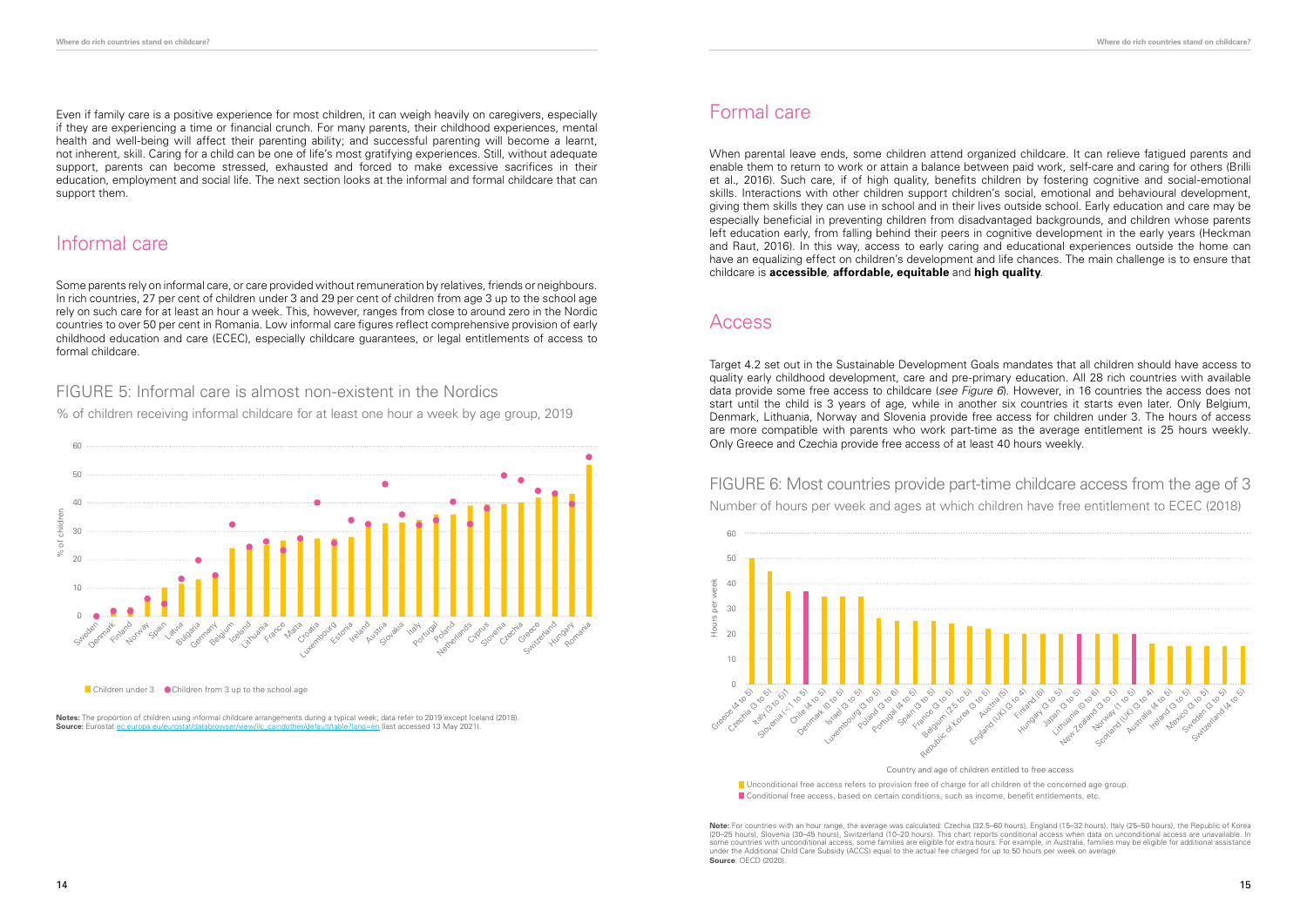Even if family care is a positive experience for most children, it can weigh heavily on caregivers, especially if they are experiencing a time or financial crunch. For many parents, their childhood experiences, mental health and well-being will affect their parenting ability; and successful parenting will become a learnt, not inherent, skill. Caring for a child can be one of life's most gratifying experiences. Still, without adequate support, parents can become stressed, exhausted and forced to make excessive sacrifices in their education, employment and social life. The next section looks at the informal and formal childcare that can support them.

## Informal care

Some parents rely on informal care, or care provided without remuneration by relatives, friends or neighbours. In rich countries, 27 per cent of children under 3 and 29 per cent of children from age 3 up to the school age rely on such care for at least an hour a week. This, however, ranges from close to around zero in the Nordic countries to over 50 per cent in Romania. Low informal care figures reflect comprehensive provision of early childhood education and care (ECEC), especially childcare guarantees, or legal entitlements of access to formal childcare.

### FIGURE 5: Informal care is almost non-existent in the Nordics

% of children receiving informal childcare for at least one hour a week by age group, 2019

Children under 3 / Children from 3 up to the school age

Sweden, Denmark, Finland, Norway, Spain, Latvia, Bulgaria, Germany, Belgium, Iceland, Lithuania, France, Malta, Croatia, Luxembourg, Estonia, Ireland, Austria, Slovakia, Italy, Portugal, Poland, Netherlands, Cyprus, Slovenia, Czechia, Greece, Switzerland, Hungary, Romania

**Notes:** The proportion of children using informal childcare arrangements during a typical week; data refer to 2019 except Iceland (2018).
**Source:** Eurostat ec.europa.eu/eurostat/databrowser/view/ilc_caindother/default/table?lang=en (last accessed 13 May 2021).

## Formal care

When parental leave ends, some children attend organized childcare. It can relieve fatigued parents and enable them to return to work or attain a balance between paid work, self-care and caring for others (Brilli et al., 2016). Such care, if of high quality, benefits children by fostering cognitive and social-emotional skills. Interactions with other children support children's social, emotional and behavioural development, giving them skills they can use in school and in their lives outside school. Early education and care may be especially beneficial in preventing children from disadvantaged backgrounds, and children whose parents left education early, from falling behind their peers in cognitive development in the early years (Heckman and Raut, 2016). In this way, access to early caring and educational experiences outside the home can have an equalizing effect on children's development and life chances. The main challenge is to ensure that childcare is **accessible**, **affordable, equitable** and **high quality**.

## Access

Target 4.2 set out in the Sustainable Development Goals mandates that all children should have access to quality early childhood development, care and pre-primary education. All 28 rich countries with available data provide some free access to childcare (*see Figure 6*). However, in 16 countries the access does not start until the child is 3 years of age, while in another six countries it starts even later. Only Belgium, Denmark, Lithuania, Norway and Slovenia provide free access for children under 3. The hours of access are more compatible with parents who work part-time as the average entitlement is 25 hours weekly. Only Greece and Czechia provide free access of at least 40 hours weekly.

### FIGURE 6: Most countries provide part-time childcare access from the age of 3

Number of hours per week and ages at which children have free entitlement to ECEC (2018)

Country and age of children entitled to free access: Greece (4 to 5), Czechia (3 to 5), Italy (3 to 5), Slovenia (<1 to 5), Chile (4 to 5), Denmark (0 to 5), Israel (3 to 5), Luxembourg (3 to 5), Poland (3 to 6), Portugal (4 to 5), Spain (3 to 5), France (3 to 5), Belgium (2.5 to 5), Republic of Korea (3 to 5), Austria (5), England (UK) (3 to 4), Finland (6), Hungary (3 to 5), Japan (3 to 5), Lithuania (0 to 6), New Zealand (3 to 5), Norway (1 to 5), Scotland (UK) (3 to 4), Australia (4 to 5), Ireland (3 to 5), Mexico (3 to 5), Sweden (3 to 5), Switzerland (4 to 5)

Unconditional free access refers to provision free of charge for all children of the concerned age group.
Conditional free access, based on certain conditions, such as income, benefit entitlements, etc.

**Note:** For countries with an hour range, the average was calculated: Czechia (32.5–60 hours), England (15–32 hours), Italy (25–50 hours), the Republic of Korea (20–25 hours), Slovenia (30–45 hours), Switzerland (10–20 hours). This chart reports conditional access when data on unconditional access are unavailable. In some countries with unconditional access, some families are eligible for extra hours. For example, in Australia, families may be eligible for additional assistance under the Additional Child Care Subsidy (ACCS) equal to the actual fee charged for up to 50 hours per week on average.
**Source**: OECD (2020).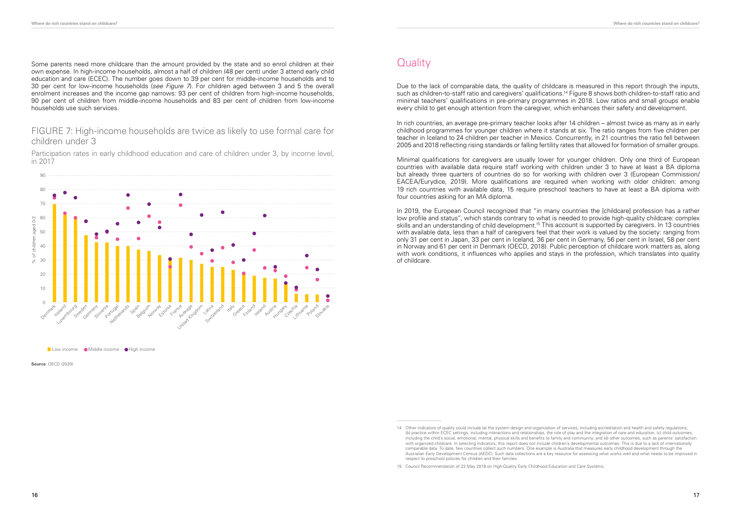Some parents need more childcare than the amount provided by the state and so enrol children at their own expense. In high-income households, almost a half of children (48 per cent) under 3 attend early child education and care (ECEC). The number goes down to 39 per cent for middle-income households and to 30 per cent for low-income households (*see Figure 7*). For children aged between 3 and 5 the overall enrolment increases and the income gap narrows: 93 per cent of children from high-income households, 90 per cent of children from middle-income households and 83 per cent of children from low-income households use such services.

## FIGURE 7: High-income households are twice as likely to use formal care for children under 3

Participation rates in early childhood education and care of children under 3, by income level, in 2017

**Source**: OECD (2020).

# Quality

Due to the lack of comparable data, the quality of childcare is measured in this report through the inputs, such as children-to-staff ratio and caregivers' qualifications.[14] Figure 8 shows both children-to-staff ratio and minimal teachers' qualifications in pre-primary programmes in 2018. Low ratios and small groups enable every child to get enough attention from the caregiver, which enhances their safety and development.

In rich countries, an average pre-primary teacher looks after 14 children – almost twice as many as in early childhood programmes for younger children where it stands at six. The ratio ranges from five children per teacher in Iceland to 24 children per teacher in Mexico. Concurrently, in 21 countries the ratio fell between 2005 and 2018 reflecting rising standards or falling fertility rates that allowed for formation of smaller groups.

Minimal qualifications for caregivers are usually lower for younger children. Only one third of European countries with available data require staff working with children under 3 to have at least a BA diploma but already three quarters of countries do so for working with children over 3 (European Commission/ EACEA/Eurydice, 2019). More qualifications are required when working with older children: among 19 rich countries with available data, 15 require preschool teachers to have at least a BA diploma with four countries asking for an MA diploma.

In 2019, the European Council recognized that "in many countries the [childcare] profession has a rather low profile and status", which stands contrary to what is needed to provide high-quality childcare: complex skills and an understanding of child development.[15] This account is supported by caregivers. In 13 countries with available data, less than a half of caregivers feel that their work is valued by the society: ranging from only 31 per cent in Japan, 33 per cent in Iceland, 36 per cent in Germany, 56 per cent in Israel, 58 per cent in Norway and 61 per cent in Denmark (OECD, 2018). Public perception of childcare work matters as, along with work conditions, it influences who applies and stays in the profession, which translates into quality of childcare.

---

14 Other indicators of quality could include (a) the system design and organization of services, including accreditation and health and safety regulations; (b) practice within ECEC settings, including interactions and relationships, the role of play and the integration of care and education; (c) child outcomes, including the child's social, emotional, mental, physical skills and benefits to family and community; and (d) other outcomes, such as parents' satisfaction with organized childcare. In selecting indicators, this report does not include children's developmental outcomes. This is due to a lack of internationally comparable data. To date, few countries collect such numbers. One example is Australia that measures early childhood development through the Australian Early Development Census (AEDC). Such data collections are a key resource for assessing what works well and what needs to be improved in respect to preschool policies for children and their families.

15 Council Recommendation of 22 May 2019 on High-Quality Early Childhood Education and Care Systems.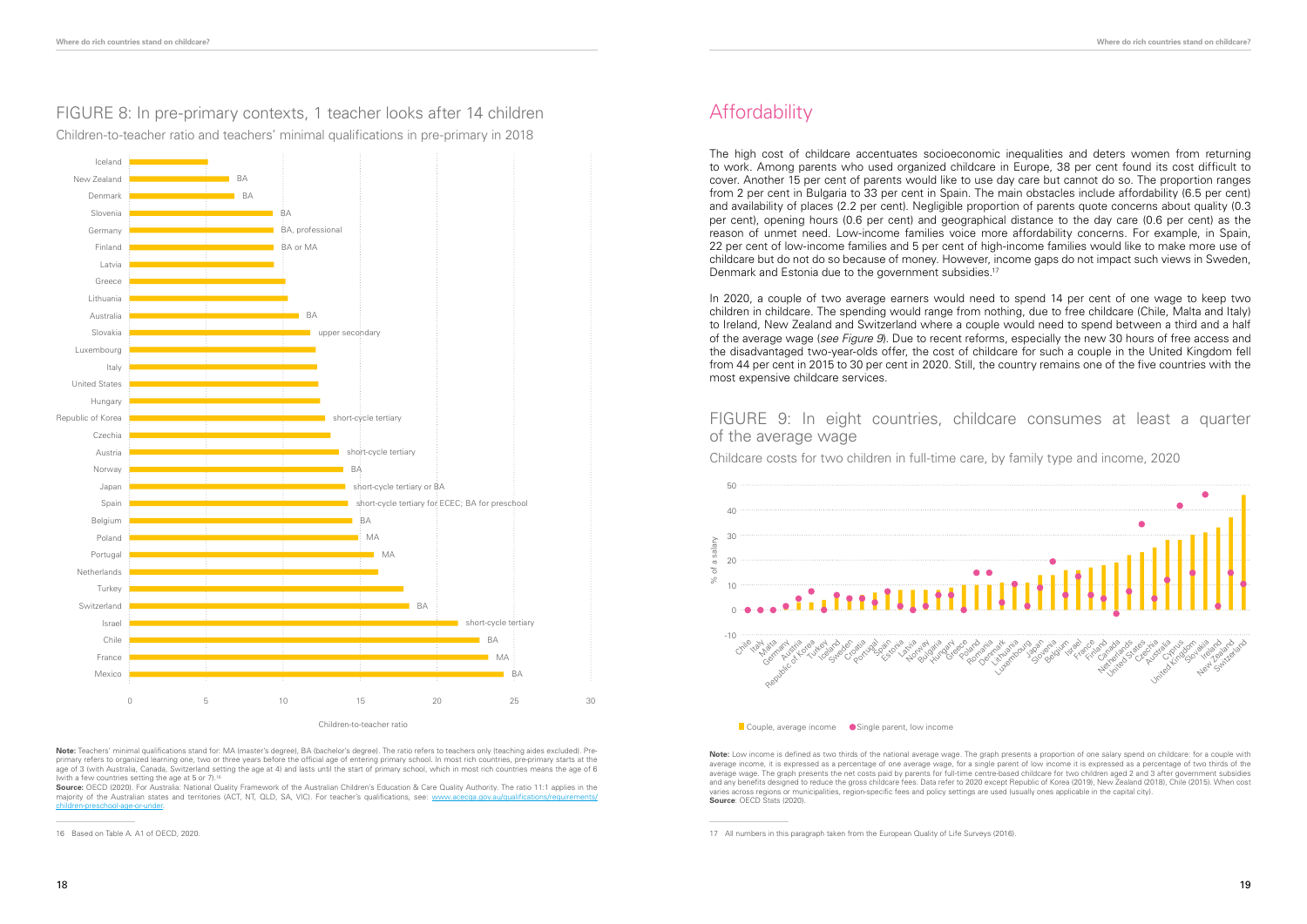## FIGURE 8: In pre-primary contexts, 1 teacher looks after 14 children

Children-to-teacher ratio and teachers' minimal qualifications in pre-primary in 2018

| Country | Teachers' minimal qualification |
|---|---|
| Iceland | |
| New Zealand | BA |
| Denmark | BA |
| Slovenia | BA |
| Germany | BA, professional |
| Finland | BA or MA |
| Latvia | |
| Greece | |
| Lithuania | |
| Australia | BA |
| Slovakia | upper secondary |
| Luxembourg | |
| Italy | |
| United States | |
| Hungary | |
| Republic of Korea | short-cycle tertiary |
| Czechia | |
| Austria | short-cycle tertiary |
| Norway | BA |
| Japan | short-cycle tertiary or BA |
| Spain | short-cycle tertiary for ECEC; BA for preschool |
| Belgium | BA |
| Poland | MA |
| Portugal | MA |
| Netherlands | |
| Turkey | |
| Switzerland | BA |
| Israel | short-cycle tertiary |
| Chile | BA |
| France | MA |
| Mexico | BA |

Children-to-teacher ratio

**Note:** Teachers' minimal qualifications stand for: MA (master's degree), BA (bachelor's degree). The ratio refers to teachers only (teaching aides excluded). Pre-primary refers to organized learning one, two or three years before the official age of entering primary school. In most rich countries, pre-primary starts at the age of 3 (with Australia, Canada, Switzerland setting the age at 4) and lasts until the start of primary school, which in most rich countries means the age of 6 (with a few countries setting the age at 5 or 7).[16]

**Source:** OECD (2020). For Australia: National Quality Framework of the Australian Children's Education & Care Quality Authority. The ratio 11:1 applies in the majority of the Australian states and territories (ACT, NT, QLD, SA, VIC). For teacher's qualifications, see: www.acecqa.gov.au/qualifications/requirements/children-preschool-age-or-under.

[16] Based on Table A. A1 of OECD, 2020.

# Affordability

The high cost of childcare accentuates socioeconomic inequalities and deters women from returning to work. Among parents who used organized childcare in Europe, 38 per cent found its cost difficult to cover. Another 15 per cent of parents would like to use day care but cannot do so. The proportion ranges from 2 per cent in Bulgaria to 33 per cent in Spain. The main obstacles include affordability (6.5 per cent) and availability of places (2.2 per cent). Negligible proportion of parents quote concerns about quality (0.3 per cent), opening hours (0.6 per cent) and geographical distance to the day care (0.6 per cent) as the reason of unmet need. Low-income families voice more affordability concerns. For example, in Spain, 22 per cent of low-income families and 5 per cent of high-income families would like to make more use of childcare but do not do so because of money. However, income gaps do not impact such views in Sweden, Denmark and Estonia due to the government subsidies.[17]

In 2020, a couple of two average earners would need to spend 14 per cent of one wage to keep two children in childcare. The spending would range from nothing, due to free childcare (Chile, Malta and Italy) to Ireland, New Zealand and Switzerland where a couple would need to spend between a third and a half of the average wage (*see Figure 9*). Due to recent reforms, especially the new 30 hours of free access and the disadvantaged two-year-olds offer, the cost of childcare for such a couple in the United Kingdom fell from 44 per cent in 2015 to 30 per cent in 2020. Still, the country remains one of the five countries with the most expensive childcare services.

## FIGURE 9: In eight countries, childcare consumes at least a quarter of the average wage

Childcare costs for two children in full-time care, by family type and income, 2020

% of a salary

Countries (left to right): Chile, Italy, Malta, Germany, Austria, Republic of Korea, Turkey, Iceland, Sweden, Croatia, Portugal, Spain, Estonia, Latvia, Norway, Bulgaria, Hungary, Greece, Poland, Romania, Denmark, Lithuania, Luxembourg, Japan, Slovenia, Belgium, Israel, France, Finland, Canada, Netherlands, United States, Czechia, Australia, Cyprus, United Kingdom, Slovakia, Ireland, New Zealand, Switzerland

Couple, average income · Single parent, low income

**Note:** Low income is defined as two thirds of the national average wage. The graph presents a proportion of one salary spend on childcare: for a couple with average income, it is expressed as a percentage of one average wage, for a single parent of low income it is expressed as a percentage of two thirds of the average wage. The graph presents the net costs paid by parents for full-time centre-based childcare for two children aged 2 and 3 after government subsidies and any benefits designed to reduce the gross childcare fees. Data refer to 2020 except Republic of Korea (2019), New Zealand (2018), Chile (2015). When cost varies across regions or municipalities, region-specific fees and policy settings are used (usually ones applicable in the capital city).
**Source**: OECD Stats (2020).

[17] All numbers in this paragraph taken from the European Quality of Life Surveys (2016).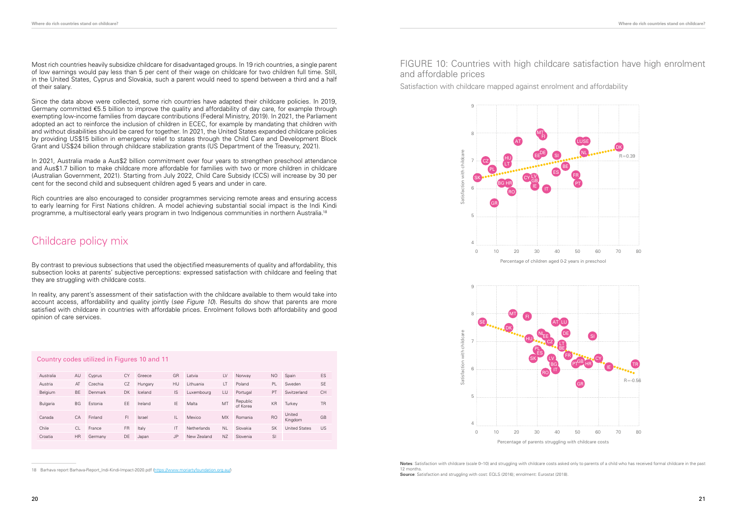Most rich countries heavily subsidize childcare for disadvantaged groups. In 19 rich countries, a single parent of low earnings would pay less than 5 per cent of their wage on childcare for two children full time. Still, in the United States, Cyprus and Slovakia, such a parent would need to spend between a third and a half of their salary.

Since the data above were collected, some rich countries have adapted their childcare policies. In 2019, Germany committed €5.5 billion to improve the quality and affordability of day care, for example through exempting low-income families from daycare contributions (Federal Ministry, 2019). In 2021, the Parliament adopted an act to reinforce the inclusion of children in ECEC, for example by mandating that children with and without disabilities should be cared for together. In 2021, the United States expanded childcare policies by providing US$15 billion in emergency relief to states through the Child Care and Development Block Grant and US$24 billion through childcare stabilization grants (US Department of the Treasury, 2021).

In 2021, Australia made a Aus$2 billion commitment over four years to strengthen preschool attendance and Aus$1.7 billion to make childcare more affordable for families with two or more children in childcare (Australian Government, 2021). Starting from July 2022, Child Care Subsidy (CCS) will increase by 30 per cent for the second child and subsequent children aged 5 years and under in care.

Rich countries are also encouraged to consider programmes servicing remote areas and ensuring access to early learning for First Nations children. A model achieving substantial social impact is the Indi Kindi programme, a multisectoral early years program in two Indigenous communities in northern Australia.[18]

## Childcare policy mix

By contrast to previous subsections that used the objectified measurements of quality and affordability, this subsection looks at parents' subjective perceptions: expressed satisfaction with childcare and feeling that they are struggling with childcare costs.

In reality, any parent's assessment of their satisfaction with the childcare available to them would take into account access, affordability and quality jointly (*see Figure 10*). Results do show that parents are more satisfied with childcare in countries with affordable prices. Enrolment follows both affordability and good opinion of care services.

### Country codes utilized in Figures 10 and 11

| Country | Code | Country | Code | Country | Code | Country | Code | Country | Code | Country | Code |
|---|---|---|---|---|---|---|---|---|---|---|---|
| Australia | AU | Cyprus | CY | Greece | GR | Latvia | LV | Norway | NO | Spain | ES |
| Austria | AT | Czechia | CZ | Hungary | HU | Lithuania | LT | Poland | PL | Sweden | SE |
| Belgium | BE | Denmark | DK | Iceland | IS | Luxembourg | LU | Portugal | PT | Switzerland | CH |
| Bulgaria | BG | Estonia | EE | Ireland | IE | Malta | MT | Republic of Korea | KR | Turkey | TR |
| Canada | CA | Finland | FI | Israel | IL | Mexico | MX | Romania | RO | United Kingdom | GB |
| Chile | CL | France | FR | Italy | IT | Netherlands | NL | Slovakia | SK | United States | US |
| Croatia | HR | Germany | DE | Japan | JP | New Zealand | NZ | Slovenia | SI | | |

18 Barhava report Barhava-Report_Indi-Kindi-Impact-2020.pdf (https://www.moriartyfoundation.org.au/)

## FIGURE 10: Countries with high childcare satisfaction have high enrolment and affordable prices

Satisfaction with childcare mapped against enrolment and affordability

**Notes**: Satisfaction with childcare (scale 0–10) and struggling with childcare costs asked only to parents of a child who has received formal childcare in the past 12 months.

**Source**: Satisfaction and struggling with cost: EQLS (2016); enrolment: Eurostat (2018).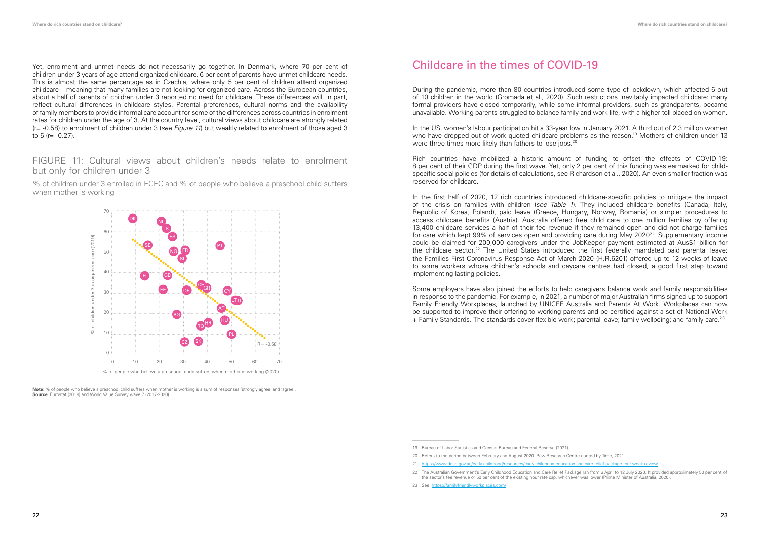Yet, enrolment and unmet needs do not necessarily go together. In Denmark, where 70 per cent of children under 3 years of age attend organized childcare, 6 per cent of parents have unmet childcare needs. This is almost the same percentage as in Czechia, where only 5 per cent of children attend organized childcare – meaning that many families are not looking for organized care. Across the European countries, about a half of parents of children under 3 reported no need for childcare. These differences will, in part, reflect cultural differences in childcare styles. Parental preferences, cultural norms and the availability of family members to provide informal care account for some of the differences across countries in enrolment rates for children under the age of 3. At the country level, cultural views about childcare are strongly related (r= -0.58) to enrolment of children under 3 (*see Figure 11*) but weakly related to enrolment of those aged 3 to 5 (r= -0.27).

## FIGURE 11: Cultural views about children's needs relate to enrolment but only for children under 3

% of children under 3 enrolled in ECEC and % of people who believe a preschool child suffers when mother is working

**Note**: % of people who believe a preschool child suffers when mother is working is a sum of responses 'strongly agree' and 'agree'.
**Source**: Eurostat (2019) and World Value Survey wave 7 (2017-2020).

# Childcare in the times of COVID-19

During the pandemic, more than 80 countries introduced some type of lockdown, which affected 6 out of 10 children in the world (Gromada et al., 2020). Such restrictions inevitably impacted childcare: many formal providers have closed temporarily, while some informal providers, such as grandparents, became unavailable. Working parents struggled to balance family and work life, with a higher toll placed on women.

In the US, women's labour participation hit a 33-year low in January 2021. A third out of 2.3 million women who have dropped out of work quoted childcare problems as the reason.[19] Mothers of children under 13 were three times more likely than fathers to lose jobs.[20]

Rich countries have mobilized a historic amount of funding to offset the effects of COVID-19: 8 per cent of their GDP during the first wave. Yet, only 2 per cent of this funding was earmarked for child-specific social policies (for details of calculations, see Richardson et al., 2020). An even smaller fraction was reserved for childcare.

In the first half of 2020, 12 rich countries introduced childcare-specific policies to mitigate the impact of the crisis on families with children (*see Table 1*). They included childcare benefits (Canada, Italy, Republic of Korea, Poland), paid leave (Greece, Hungary, Norway, Romania) or simpler procedures to access childcare benefits (Austria). Australia offered free child care to one million families by offering 13,400 childcare services a half of their fee revenue if they remained open and did not charge families for care which kept 99% of services open and providing care during May 2020[21]. Supplementary income could be claimed for 200,000 caregivers under the JobKeeper payment estimated at Aus$1 billion for the childcare sector.[22] The United States introduced the first federally mandated paid parental leave: the Families First Coronavirus Response Act of March 2020 (H.R.6201) offered up to 12 weeks of leave to some workers whose children's schools and daycare centres had closed, a good first step toward implementing lasting policies.

Some employers have also joined the efforts to help caregivers balance work and family responsibilities in response to the pandemic. For example, in 2021, a number of major Australian firms signed up to support Family Friendly Workplaces, launched by UNICEF Australia and Parents At Work. Workplaces can now be supported to improve their offering to working parents and be certified against a set of National Work + Family Standards. The standards cover flexible work; parental leave; family wellbeing; and family care.[23]

---

19 Bureau of Labor Statistics and Census Bureau and Federal Reserve (2021).

20 Refers to the period between February and August 2020. Pew Research Centre quoted by Time, 2021.

21 https://www.dese.gov.au/early-childhood/resources/early-childhood-education-and-care-relief-package-four-week-review

22 The Australian Government's Early Childhood Education and Care Relief Package ran from 6 April to 12 July 2020. It provided approximately 50 per cent of the sector's fee revenue or 50 per cent of the existing hour rate cap, whichever was lower (Prime Minister of Australia, 2020).

23 See: https://familyfriendlyworkplaces.com/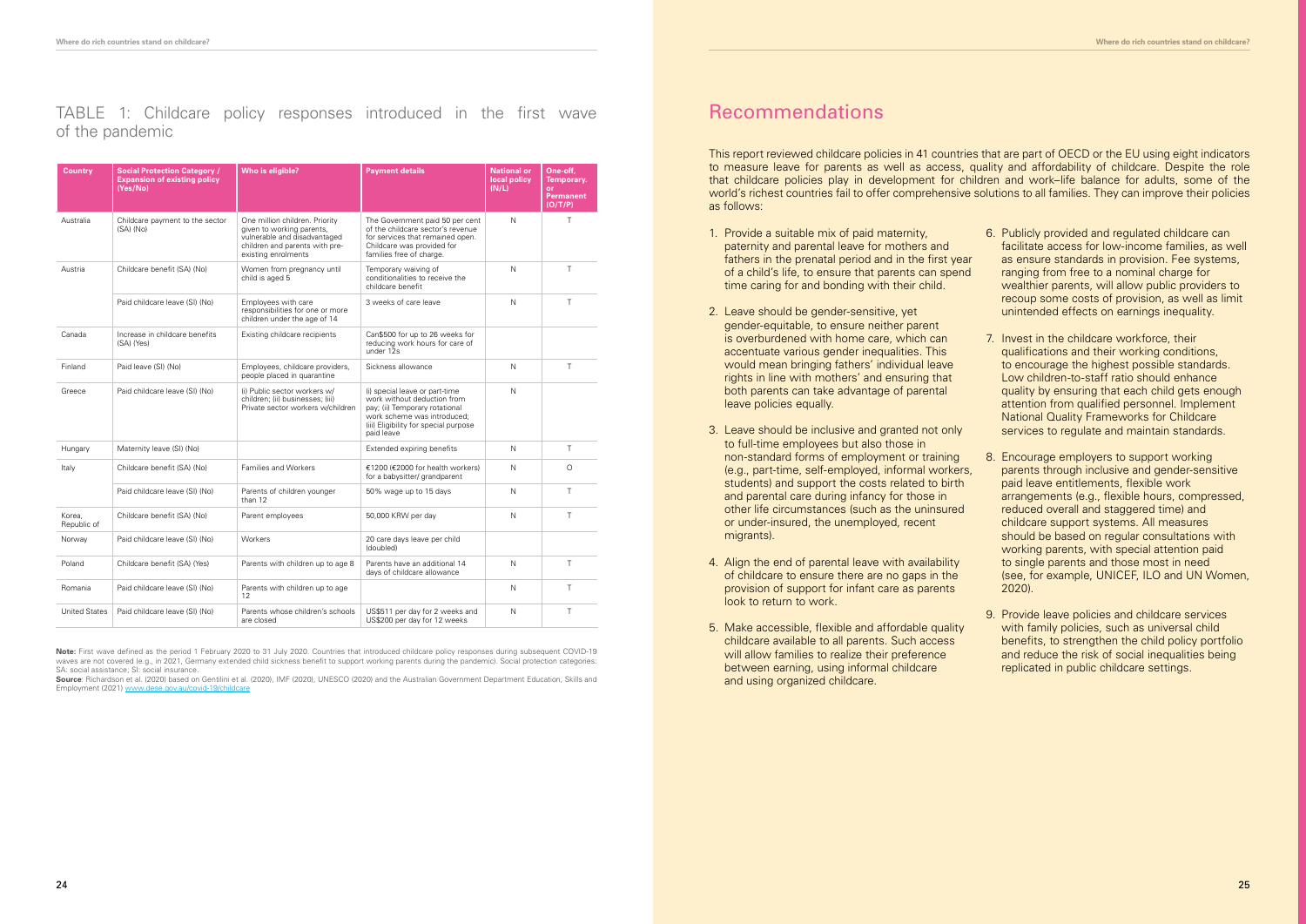## TABLE 1: Childcare policy responses introduced in the first wave of the pandemic

| Country | Social Protection Category / Expansion of existing policy (Yes/No) | Who is eligible? | Payment details | National or local policy (N/L) | One-off, Temporary, or Permanent (O/T/P) |
|---|---|---|---|---|---|
| Australia | Childcare payment to the sector (SA) (No) | One million children. Priority given to working parents, vulnerable and disadvantaged children and parents with pre-existing enrolments | The Government paid 50 per cent of the childcare sector's revenue for services that remained open. Childcare was provided for families free of charge. | N | T |
| Austria | Childcare benefit (SA) (No) | Women from pregnancy until child is aged 5 | Temporary waiving of conditionalities to receive the childcare benefit | N | T |
| | Paid childcare leave (SI) (No) | Employees with care responsibilities for one or more children under the age of 14 | 3 weeks of care leave | N | T |
| Canada | Increase in childcare benefits (SA) (Yes) | Existing childcare recipients | Can$500 for up to 26 weeks for reducing work hours for care of under 12s | | |
| Finland | Paid leave (SI) (No) | Employees, childcare providers, people placed in quarantine | Sickness allowance | N | T |
| Greece | Paid childcare leave (SI) (No) | (i) Public sector workers w/ children; (ii) businesses; (iii) Private sector workers w/children | (i) special leave or part-time work without deduction from pay; (ii) Temporary rotational work scheme was introduced; (iii) Eligibility for special purpose paid leave | N | |
| Hungary | Maternity leave (SI) (No) | | Extended expiring benefits | N | T |
| Italy | Childcare benefit (SA) (No) | Families and Workers | €1200 (€2000 for health workers) for a babysitter/ grandparent | N | O |
| | Paid childcare leave (SI) (No) | Parents of children younger than 12 | 50% wage up to 15 days | N | T |
| Korea, Republic of | Childcare benefit (SA) (No) | Parent employees | 50,000 KRW per day | N | T |
| Norway | Paid childcare leave (SI) (No) | Workers | 20 care days leave per child (doubled) | | |
| Poland | Childcare benefit (SA) (Yes) | Parents with children up to age 8 | Parents have an additional 14 days of childcare allowance | N | T |
| Romania | Paid childcare leave (SI) (No) | Parents with children up to age 12 | | N | T |
| United States | Paid childcare leave (SI) (No) | Parents whose children's schools are closed | US$511 per day for 2 weeks and US$200 per day for 12 weeks | N | T |

**Note:** First wave defined as the period 1 February 2020 to 31 July 2020. Countries that introduced childcare policy responses during subsequent COVID-19 waves are not covered (e.g., in 2021, Germany extended child sickness benefit to support working parents during the pandemic). Social protection categories: SA: social assistance; SI: social insurance.

**Source**: Richardson et al. (2020) based on Gentilini et al. (2020), IMF (2020), UNESCO (2020) and the Australian Government Department Education, Skills and Employment (2021) www.dese.gov.au/covid-19/childcare

# Recommendations

This report reviewed childcare policies in 41 countries that are part of OECD or the EU using eight indicators to measure leave for parents as well as access, quality and affordability of childcare. Despite the role that childcare policies play in development for children and work–life balance for adults, some of the world's richest countries fail to offer comprehensive solutions to all families. They can improve their policies as follows:

1. Provide a suitable mix of paid maternity, paternity and parental leave for mothers and fathers in the prenatal period and in the first year of a child's life, to ensure that parents can spend time caring for and bonding with their child.

2. Leave should be gender-sensitive, yet gender-equitable, to ensure neither parent is overburdened with home care, which can accentuate various gender inequalities. This would mean bringing fathers' individual leave rights in line with mothers' and ensuring that both parents can take advantage of parental leave policies equally.

3. Leave should be inclusive and granted not only to full-time employees but also those in non-standard forms of employment or training (e.g., part-time, self-employed, informal workers, students) and support the costs related to birth and parental care during infancy for those in other life circumstances (such as the uninsured or under-insured, the unemployed, recent migrants).

4. Align the end of parental leave with availability of childcare to ensure there are no gaps in the provision of support for infant care as parents look to return to work.

5. Make accessible, flexible and affordable quality childcare available to all parents. Such access will allow families to realize their preference between earning, using informal childcare and using organized childcare.

6. Publicly provided and regulated childcare can facilitate access for low-income families, as well as ensure standards in provision. Fee systems, ranging from free to a nominal charge for wealthier parents, will allow public providers to recoup some costs of provision, as well as limit unintended effects on earnings inequality.

7. Invest in the childcare workforce, their qualifications and their working conditions, to encourage the highest possible standards. Low children-to-staff ratio should enhance quality by ensuring that each child gets enough attention from qualified personnel. Implement National Quality Frameworks for Childcare services to regulate and maintain standards.

8. Encourage employers to support working parents through inclusive and gender-sensitive paid leave entitlements, flexible work arrangements (e.g., flexible hours, compressed, reduced overall and staggered time) and childcare support systems. All measures should be based on regular consultations with working parents, with special attention paid to single parents and those most in need (see, for example, UNICEF, ILO and UN Women, 2020).

9. Provide leave policies and childcare services with family policies, such as universal child benefits, to strengthen the child policy portfolio and reduce the risk of social inequalities being replicated in public childcare settings.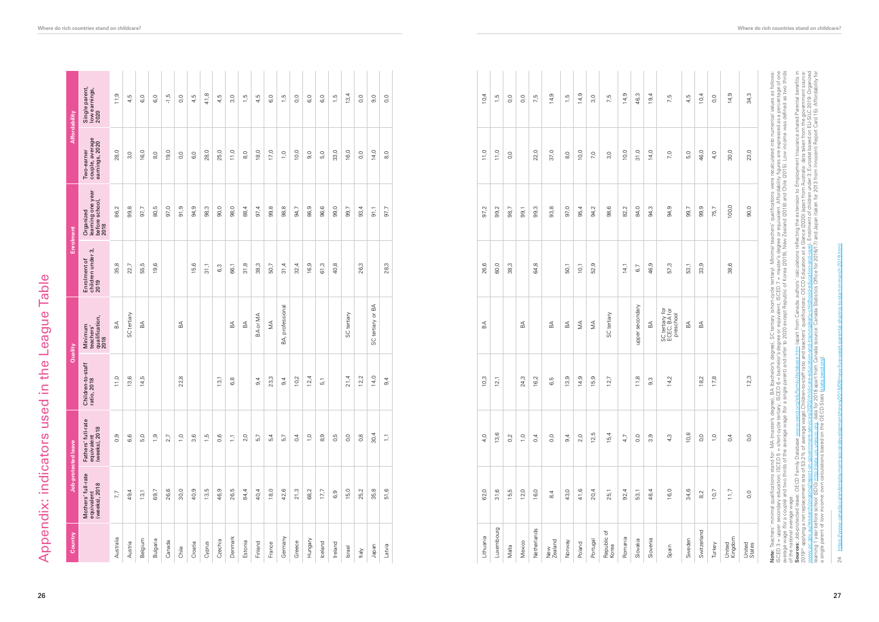# Appendix: indicators used in the League Table

| Country | Job-protected leave | | Quality | | Enrolment | | Affordability | |
|---|---|---|---|---|---|---|---|---|
| | Mothers' full-rate equivalent (weeks), 2018 | Fathers' full-rate equivalent (weeks), 2018 | Children-to-staff ratio, 2018 | Minimum teachers' qualification, 2018 | Enrolment of children under 3, 2019 | Organized learning one year before school, 2018 | Two-earner couple, average earnings, 2020 | Single parent, low earnings, 2020 |
| Australia | 7,7 | 0,9 | 11,0 | BA | 35,8 | 86,2 | 28,0 | 11,9 |
| Austria | 49,4 | 6,6 | 13,6 | SC tertiary | 22,7 | 99,8 | 3,0 | 4,5 |
| Belgium | 13,1 | 5,0 | 14,5 | BA | 55,5 | 97,7 | 16,0 | 6,0 |
| Bulgaria | 69,7 | 1,9 | | | 19,6 | 80,5 | 8,0 | 6,0 |
| Canada | 26,6 | 2,7 | | | | 97,0 | 19,0 | -1,5 |
| Chile | 30,0 | 1,0 | 22,8 | BA | | 91,9 | 0,0 | 0,0 |
| Croatia | 40,9 | 3,6 | | | 15,6 | 94,9 | 6,0 | 4,5 |
| Cyprus | 13,5 | 1,5 | | | 31,1 | 98,3 | 28,0 | 41,8 |
| Czechia | 46,9 | 0,6 | 13,1 | | 6,3 | 90,0 | 25,0 | 4,5 |
| Denmark | 26,5 | 1,1 | 6,8 | BA | 66,1 | 98,0 | 11,0 | 3,0 |
| Estonia | 84,4 | 2,0 | | BA | 31,8 | 88,4 | 8,0 | 1,5 |
| Finland | 40,4 | 5,7 | 9,4 | BA or MA | 38,3 | 97,4 | 18,0 | 4,5 |
| France | 18,0 | 5,4 | 23,3 | MA | 50,7 | 99,8 | 17,0 | 6,0 |
| Germany | 42,6 | 5,7 | 9,4 | BA, professional | 31,4 | 98,8 | 1,0 | 1,5 |
| Greece | 21,3 | 0,4 | 10,2 | | 32,4 | 94,7 | 10,0 | 0,0 |
| Hungary | 68,2 | 1,0 | 12,4 | | 16,9 | 86,9 | 9,0 | 6,0 |
| Iceland | 17,7 | 8,9 | 5,1 | | 61,3 | 96,6 | 5,0 | 6,0 |
| Ireland | 6,9 | 0,5 | | | 40,8 | 99,0 | 33,0 | 1,5 |
| Israel | 15,0 | 0,0 | 21,4 | SC tertiary | | 99,7 | 16,0 | 13,4 |
| Italy | 25,2 | 0,8 | 12,2 | | 26,3 | 93,4 | 0,0 | 0,0 |
| Japan | 35,8 | 30,4 | 14,0 | SC tertiary or BA | | 91,1 | 14,0 | 9,0 |
| Latvia | 51,6 | 1,1 | 9,4 | | 28,3 | 97,7 | 8,0 | 0,0 |
| Lithuania | 62,0 | 4,0 | 10,3 | BA | 26,6 | 97,2 | 11,0 | 10,4 |
| Luxembourg | 31,6 | 13,6 | 12,1 | | 60,0 | 99,2 | 11,0 | 1,5 |
| Malta | 15,5 | 0,2 | | | 38,3 | 98,7 | 0,0 | 0,0 |
| Mexico | 12,0 | 1,0 | 24,3 | BA | | 99,1 | 0,0 | 0,0 |
| Netherlands | 16,0 | 0,4 | 16,2 | | 64,8 | 99,3 | 22,0 | 7,5 |
| New Zealand | 8,4 | 0,0 | 6,5 | BA | | 93,8 | 37,0 | 14,9 |
| Norway | 43,0 | 9,4 | 13,9 | BA | 50,1 | 97,0 | 8,0 | 1,5 |
| Poland | 41,6 | 2,0 | 14,9 | MA | 10,1 | 95,4 | 10,0 | 14,9 |
| Portugal | 20,4 | 12,5 | 15,9 | MA | 52,9 | 94,2 | 7,0 | 3,0 |
| Republic of Korea | 25,1 | 15,4 | 12,7 | SC tertiary | | 98,6 | 3,0 | 7,5 |
| Romania | 92,4 | 4,7 | | | 14,1 | 82,2 | 10,0 | 14,9 |
| Slovakia | 53,1 | 0,0 | 11,8 | upper secondary | 6,7 | 84,0 | 31,0 | 46,3 |
| Slovenia | 48,4 | 3,9 | 9,3 | BA | 46,9 | 94,3 | 14,0 | 19,4 |
| Spain | 16,0 | 4,3 | 14,2 | SC tertiary for ECEC; BA for preschool | 57,3 | 94,9 | 7,0 | 7,5 |
| Sweden | 34,6 | 10,8 | | BA | 53,1 | 99,7 | 5,0 | 4,5 |
| Switzerland | 8,2 | 0,0 | 18,2 | BA | 33,9 | 99,9 | 46,0 | 10,4 |
| Turkey | 10,7 | 1,0 | 17,8 | | | 75,7 | 4,0 | 0,0 |
| United Kingdom | 11,7 | 0,4 | | | 38,6 | 100,0 | 30,0 | 14,9 |
| United States | 0,0 | 0,0 | 12,3 | | | 90,0 | 23,0 | 34,3 |

**Note:** Teachers' minimal qualifications stand for: MA (master's degree), BA (bachelor's degree), SC tertiary (short-cycle tertiary). Minimal teachers' qualifications were recalculated into numerical values as follows: ISCED 3 = upper secondary education; ISCED 5 = short-cycle tertiary; ISCED 6 = bachelor's degree or equivalent; ISCED 7 = master's degree or equivalent. Affordability figures are expressed as a percentage of one average wage (for a couple) and two thirds of the average wage (for a single parent) and refer to 2020 except Republic of Korea (2019), New Zealand (2018) and Chile (2015). Low income was defined as two thirds of the national average wage.

**Sources:** Job-protected leave: OECD Family Database (www.oecd.org/els/family/database.htm) (apart from Canada: authors' calculations reflecting the extension to Employment Insurance shared Parental benefits in 2019 – applying a net replacement rate of 53.2% of average wage) Children-to-staff ratio and teachers' qualifications: OECD Education at a Glance (2020) (apart from Australia: data taken from the government source: www.pc.gov.au/research/ongoing/report-on-government-services/2020/child-care-education-and-training/early-childhood-education-and-care). Enrolment of children under 3: Eurostat based on EU-SILC 2019. Organized learning 1 year before school (SDG) http://data.uis.unesco.org/; data for 2018 apart from Canada (source: Canada Statistics Office for 2016/17) and Japan (taken for 2013 from Innocenti Report Card 15). Affordability for a single parent of low income: own calculations based on the OECD Stats (stats.oecd.org).

24 https://www.canada.ca/en/employment-social-development/news/2018/09/new-five-week-parental-sharing-to-start-in-march-2019.html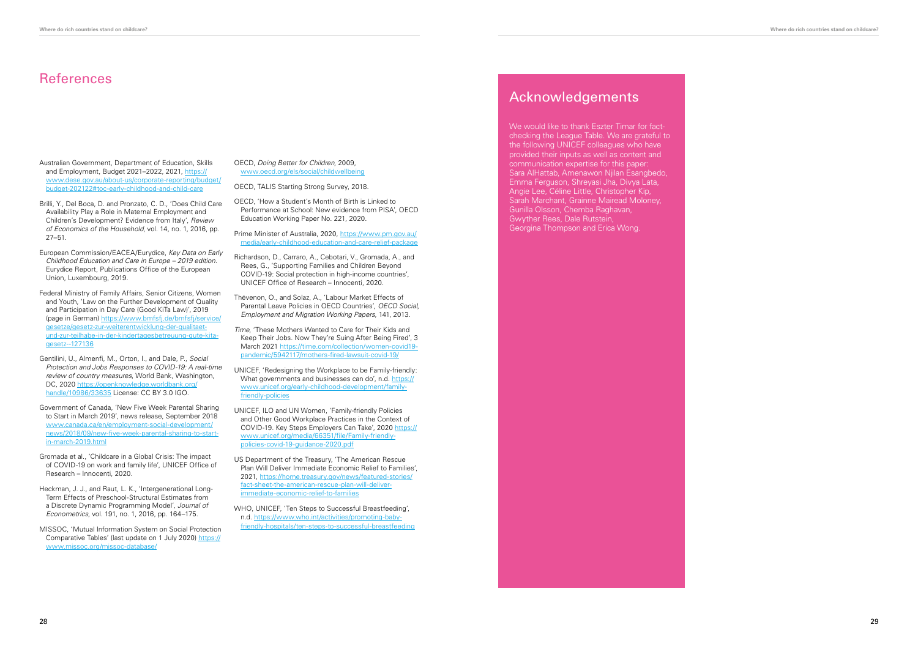# References

Australian Government, Department of Education, Skills and Employment, Budget 2021–2022, 2021, https://www.dese.gov.au/about-us/corporate-reporting/budget/budget-202122#toc-early-childhood-and-child-care

Brilli, Y., Del Boca, D. and Pronzato, C. D., 'Does Child Care Availability Play a Role in Maternal Employment and Children's Development? Evidence from Italy', *Review of Economics of the Household*, vol. 14, no. 1, 2016, pp. 27–51.

European Commission/EACEA/Eurydice, *Key Data on Early Childhood Education and Care in Europe – 2019 edition*. Eurydice Report, Publications Office of the European Union, Luxembourg, 2019.

Federal Ministry of Family Affairs, Senior Citizens, Women and Youth, 'Law on the Further Development of Quality and Participation in Day Care (Good KiTa Law)', 2019 (page in German) https://www.bmfsfj.de/bmfsfj/service/gesetze/gesetz-zur-weiterentwicklung-der-qualitaet-und-zur-teilhabe-in-der-kindertagesbetreuung-gute-kita-gesetz--127136

Gentilini, U., Almenfi, M., Orton, I., and Dale, P., *Social Protection and Jobs Responses to COVID-19: A real-time review of country measures*, World Bank, Washington, DC, 2020 https://openknowledge.worldbank.org/handle/10986/33635 License: CC BY 3.0 IGO.

Government of Canada, 'New Five Week Parental Sharing to Start in March 2019', news release, September 2018 www.canada.ca/en/employment-social-development/news/2018/09/new-five-week-parental-sharing-to-start-in-march-2019.html

Gromada et al., 'Childcare in a Global Crisis: The impact of COVID-19 on work and family life', UNICEF Office of Research – Innocenti, 2020.

Heckman, J. J., and Raut, L. K., 'Intergenerational Long-Term Effects of Preschool-Structural Estimates from a Discrete Dynamic Programming Model', *Journal of Econometrics*, vol. 191, no. 1, 2016, pp. 164–175.

MISSOC, 'Mutual Information System on Social Protection Comparative Tables' (last update on 1 July 2020) https://www.missoc.org/missoc-database/

OECD, *Doing Better for Children*, 2009, www.oecd.org/els/social/childwellbeing

OECD, TALIS Starting Strong Survey, 2018.

OECD, 'How a Student's Month of Birth is Linked to Performance at School: New evidence from PISA', OECD Education Working Paper No. 221, 2020.

Prime Minister of Australia, 2020, https://www.pm.gov.au/media/early-childhood-education-and-care-relief-package

Richardson, D., Carraro, A., Cebotari, V., Gromada, A., and Rees, G., 'Supporting Families and Children Beyond COVID-19: Social protection in high-income countries', UNICEF Office of Research – Innocenti, 2020.

Thévenon, O., and Solaz, A., 'Labour Market Effects of Parental Leave Policies in OECD Countries', *OECD Social, Employment and Migration Working Papers*, 141, 2013.

*Time*, 'These Mothers Wanted to Care for Their Kids and Keep Their Jobs. Now They're Suing After Being Fired', 3 March 2021 https://time.com/collection/women-covid19-pandemic/5942117/mothers-fired-lawsuit-covid-19/

UNICEF, 'Redesigning the Workplace to be Family-friendly: What governments and businesses can do', n.d. https://www.unicef.org/early-childhood-development/family-friendly-policies

UNICEF, ILO and UN Women, 'Family-friendly Policies and Other Good Workplace Practices in the Context of COVID-19. Key Steps Employers Can Take', 2020 https://www.unicef.org/media/66351/file/Family-friendly-policies-covid-19-guidance-2020.pdf

US Department of the Treasury, 'The American Rescue Plan Will Deliver Immediate Economic Relief to Families', 2021, https://home.treasury.gov/news/featured-stories/fact-sheet-the-american-rescue-plan-will-deliver-immediate-economic-relief-to-families

WHO, UNICEF, 'Ten Steps to Successful Breastfeeding', n.d. https://www.who.int/activities/promoting-baby-friendly-hospitals/ten-steps-to-successful-breastfeeding

# Acknowledgements

We would like to thank Eszter Timar for fact-checking the League Table. We are grateful to the following UNICEF colleagues who have provided their inputs as well as content and communication expertise for this paper: Sara AlHattab, Amenawon Njilan Esangbedo, Emma Ferguson, Shreyasi Jha, Divya Lata, Angie Lee, Céline Little, Christopher Kip, Sarah Marchant, Grainne Mairead Moloney, Gunilla Olsson, Chemba Raghavan, Gwyther Rees, Dale Rutstein, Georgina Thompson and Erica Wong.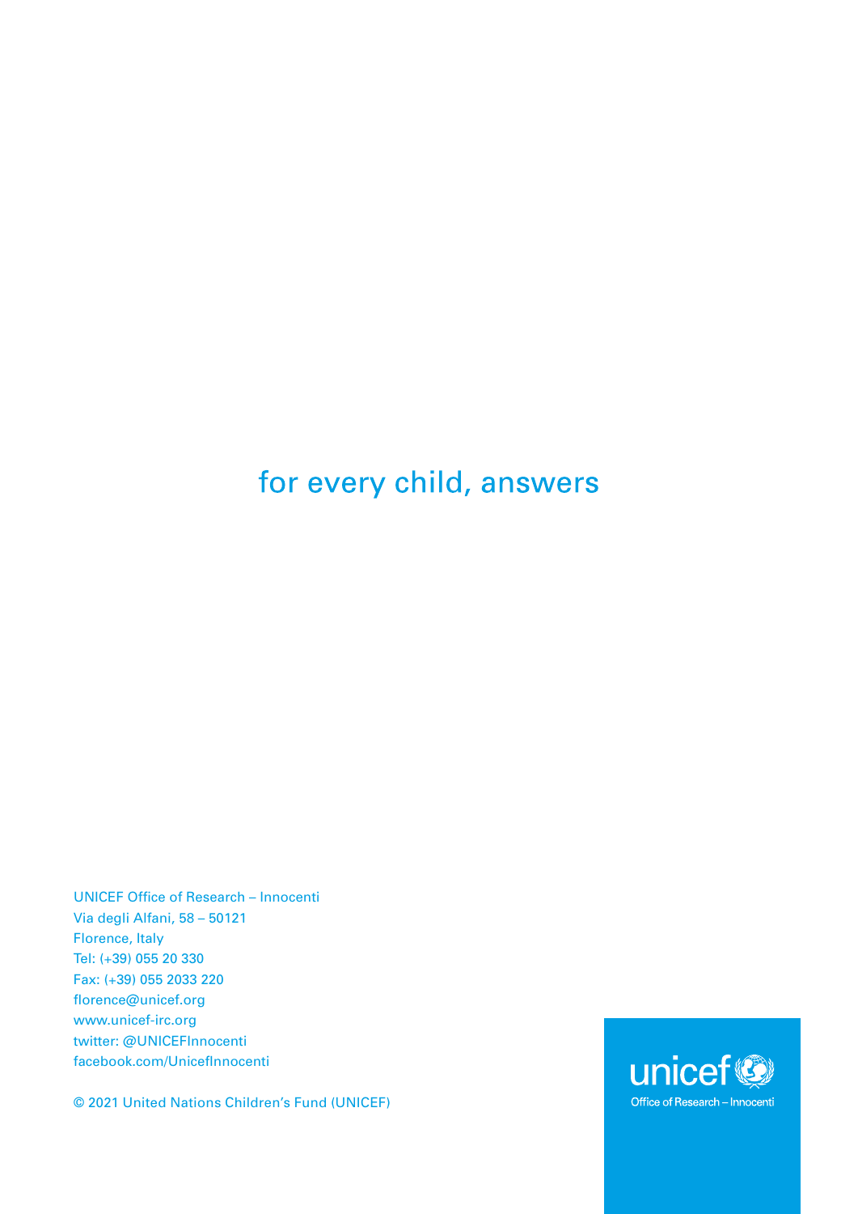for every child, answers

UNICEF Office of Research – Innocenti
Via degli Alfani, 58 – 50121
Florence, Italy
Tel: (+39) 055 20 330
Fax: (+39) 055 2033 220
florence@unicef.org
www.unicef-irc.org
twitter: @UNICEFInnocenti
facebook.com/UnicefInnocenti

© 2021 United Nations Children's Fund (UNICEF)

unicef
Office of Research – Innocenti